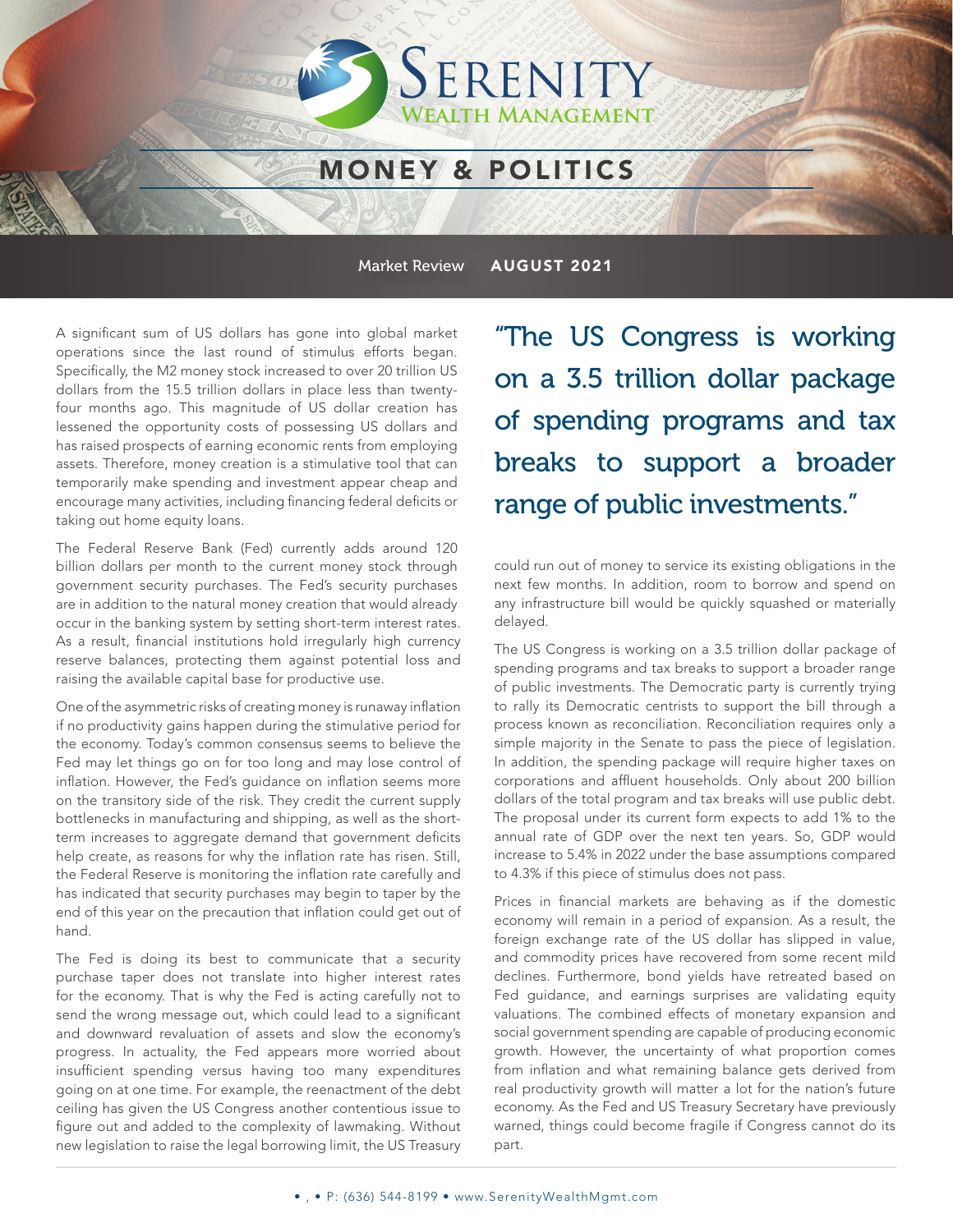# Serenity Wealth Management

## MONEY & POLITICS

Market Review **AUGUST 2021**

A significant sum of US dollars has gone into global market operations since the last round of stimulus efforts began. Specifically, the M2 money stock increased to over 20 trillion US dollars from the 15.5 trillion dollars in place less than twenty-four months ago. This magnitude of US dollar creation has lessened the opportunity costs of possessing US dollars and has raised prospects of earning economic rents from employing assets. Therefore, money creation is a stimulative tool that can temporarily make spending and investment appear cheap and encourage many activities, including financing federal deficits or taking out home equity loans.

The Federal Reserve Bank (Fed) currently adds around 120 billion dollars per month to the current money stock through government security purchases. The Fed's security purchases are in addition to the natural money creation that would already occur in the banking system by setting short-term interest rates. As a result, financial institutions hold irregularly high currency reserve balances, protecting them against potential loss and raising the available capital base for productive use.

One of the asymmetric risks of creating money is runaway inflation if no productivity gains happen during the stimulative period for the economy. Today's common consensus seems to believe the Fed may let things go on for too long and may lose control of inflation. However, the Fed's guidance on inflation seems more on the transitory side of the risk. They credit the current supply bottlenecks in manufacturing and shipping, as well as the short-term increases to aggregate demand that government deficits help create, as reasons for why the inflation rate has risen. Still, the Federal Reserve is monitoring the inflation rate carefully and has indicated that security purchases may begin to taper by the end of this year on the precaution that inflation could get out of hand.

The Fed is doing its best to communicate that a security purchase taper does not translate into higher interest rates for the economy. That is why the Fed is acting carefully not to send the wrong message out, which could lead to a significant and downward revaluation of assets and slow the economy's progress. In actuality, the Fed appears more worried about insufficient spending versus having too many expenditures going on at one time. For example, the reenactment of the debt ceiling has given the US Congress another contentious issue to figure out and added to the complexity of lawmaking. Without new legislation to raise the legal borrowing limit, the US Treasury could run out of money to service its existing obligations in the next few months. In addition, room to borrow and spend on any infrastructure bill would be quickly squashed or materially delayed.

> "The US Congress is working on a 3.5 trillion dollar package of spending programs and tax breaks to support a broader range of public investments."

The US Congress is working on a 3.5 trillion dollar package of spending programs and tax breaks to support a broader range of public investments. The Democratic party is currently trying to rally its Democratic centrists to support the bill through a process known as reconciliation. Reconciliation requires only a simple majority in the Senate to pass the piece of legislation. In addition, the spending package will require higher taxes on corporations and affluent households. Only about 200 billion dollars of the total program and tax breaks will use public debt. The proposal under its current form expects to add 1% to the annual rate of GDP over the next ten years. So, GDP would increase to 5.4% in 2022 under the base assumptions compared to 4.3% if this piece of stimulus does not pass.

Prices in financial markets are behaving as if the domestic economy will remain in a period of expansion. As a result, the foreign exchange rate of the US dollar has slipped in value, and commodity prices have recovered from some recent mild declines. Furthermore, bond yields have retreated based on Fed guidance, and earnings surprises are validating equity valuations. The combined effects of monetary expansion and social government spending are capable of producing economic growth. However, the uncertainty of what proportion comes from inflation and what remaining balance gets derived from real productivity growth will matter a lot for the nation's future economy. As the Fed and US Treasury Secretary have previously warned, things could become fragile if Congress cannot do its part.

• , • P: (636) 544-8199 • www.SerenityWealthMgmt.com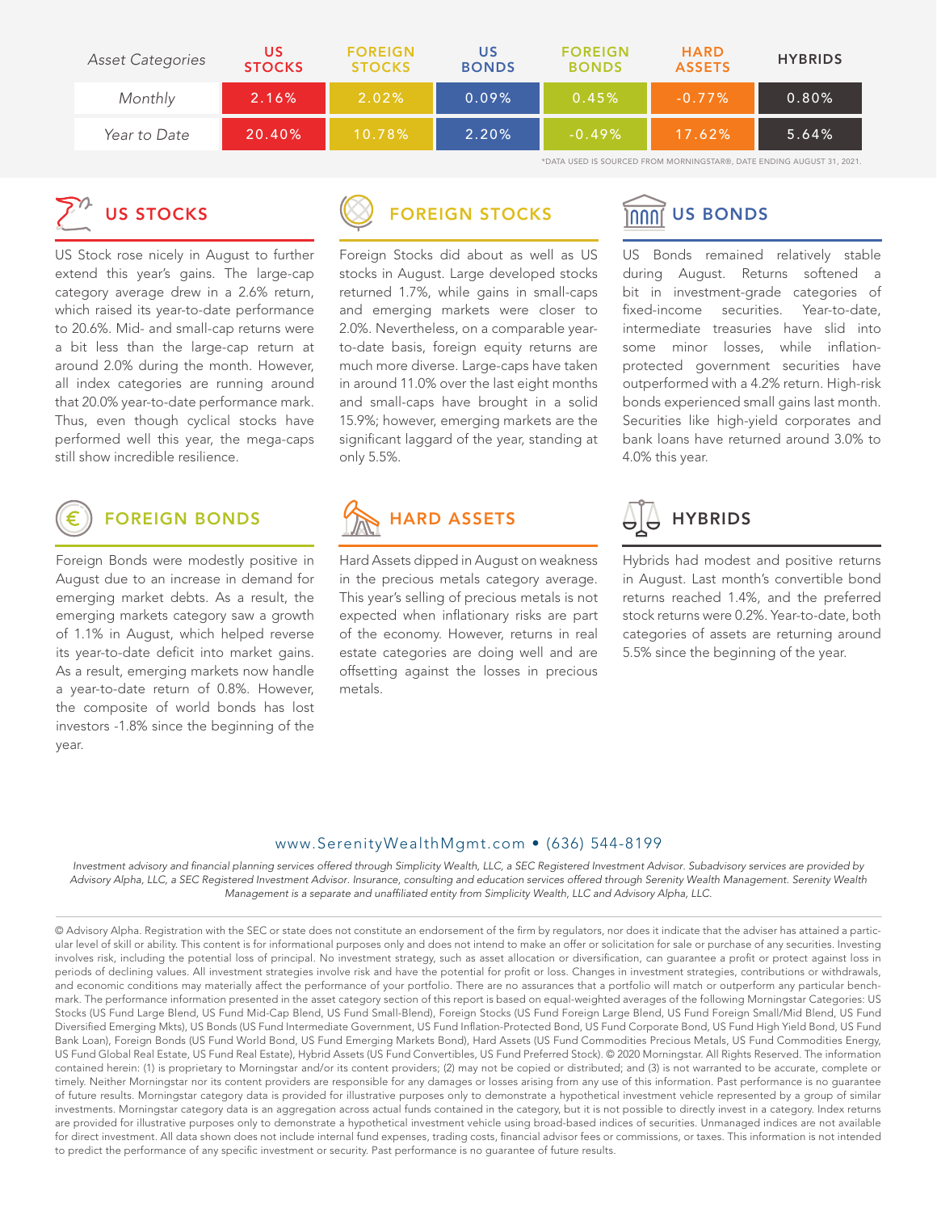| Asset Categories | US STOCKS | FOREIGN STOCKS | US BONDS | FOREIGN BONDS | HARD ASSETS | HYBRIDS |
|---|---|---|---|---|---|---|
| Monthly | 2.16% | 2.02% | 0.09% | 0.45% | -0.77% | 0.80% |
| Year to Date | 20.40% | 10.78% | 2.20% | -0.49% | 17.62% | 5.64% |

*DATA USED IS SOURCED FROM MORNINGSTAR®, DATE ENDING AUGUST 31, 2021.

## US STOCKS

US Stock rose nicely in August to further extend this year's gains. The large-cap category average drew in a 2.6% return, which raised its year-to-date performance to 20.6%. Mid- and small-cap returns were a bit less than the large-cap return at around 2.0% during the month. However, all index categories are running around that 20.0% year-to-date performance mark. Thus, even though cyclical stocks have performed well this year, the mega-caps still show incredible resilience.

## FOREIGN STOCKS

Foreign Stocks did about as well as US stocks in August. Large developed stocks returned 1.7%, while gains in small-caps and emerging markets were closer to 2.0%. Nevertheless, on a comparable year-to-date basis, foreign equity returns are much more diverse. Large-caps have taken in around 11.0% over the last eight months and small-caps have brought in a solid 15.9%; however, emerging markets are the significant laggard of the year, standing at only 5.5%.

## US BONDS

US Bonds remained relatively stable during August. Returns softened a bit in investment-grade categories of fixed-income securities. Year-to-date, intermediate treasuries have slid into some minor losses, while inflation-protected government securities have outperformed with a 4.2% return. High-risk bonds experienced small gains last month. Securities like high-yield corporates and bank loans have returned around 3.0% to 4.0% this year.

## FOREIGN BONDS

Foreign Bonds were modestly positive in August due to an increase in demand for emerging market debts. As a result, the emerging markets category saw a growth of 1.1% in August, which helped reverse its year-to-date deficit into market gains. As a result, emerging markets now handle a year-to-date return of 0.8%. However, the composite of world bonds has lost investors -1.8% since the beginning of the year.

## HARD ASSETS

Hard Assets dipped in August on weakness in the precious metals category average. This year's selling of precious metals is not expected when inflationary risks are part of the economy. However, returns in real estate categories are doing well and are offsetting against the losses in precious metals.

## HYBRIDS

Hybrids had modest and positive returns in August. Last month's convertible bond returns reached 1.4%, and the preferred stock returns were 0.2%. Year-to-date, both categories of assets are returning around 5.5% since the beginning of the year.

www.SerenityWealthMgmt.com • (636) 544-8199

*Investment advisory and financial planning services offered through Simplicity Wealth, LLC, a SEC Registered Investment Advisor. Subadvisory services are provided by Advisory Alpha, LLC, a SEC Registered Investment Advisor. Insurance, consulting and education services offered through Serenity Wealth Management. Serenity Wealth Management is a separate and unaffiliated entity from Simplicity Wealth, LLC and Advisory Alpha, LLC.*

© Advisory Alpha. Registration with the SEC or state does not constitute an endorsement of the firm by regulators, nor does it indicate that the adviser has attained a particular level of skill or ability. This content is for informational purposes only and does not intend to make an offer or solicitation for sale or purchase of any securities. Investing involves risk, including the potential loss of principal. No investment strategy, such as asset allocation or diversification, can guarantee a profit or protect against loss in periods of declining values. All investment strategies involve risk and have the potential for profit or loss. Changes in investment strategies, contributions or withdrawals, and economic conditions may materially affect the performance of your portfolio. There are no assurances that a portfolio will match or outperform any particular benchmark. The performance information presented in the asset category section of this report is based on equal-weighted averages of the following Morningstar Categories: US Stocks (US Fund Large Blend, US Fund Mid-Cap Blend, US Fund Small-Blend), Foreign Stocks (US Fund Foreign Large Blend, US Fund Foreign Small/Mid Blend, US Fund Diversified Emerging Mkts), US Bonds (US Fund Intermediate Government, US Fund Inflation-Protected Bond, US Fund Corporate Bond, US Fund High Yield Bond, US Fund Bank Loan), Foreign Bonds (US Fund World Bond, US Fund Emerging Markets Bond), Hard Assets (US Fund Commodities Precious Metals, US Fund Commodities Energy, US Fund Global Real Estate, US Fund Real Estate), Hybrid Assets (US Fund Convertibles, US Fund Preferred Stock). © 2020 Morningstar. All Rights Reserved. The information contained herein: (1) is proprietary to Morningstar and/or its content providers; (2) may not be copied or distributed; and (3) is not warranted to be accurate, complete or timely. Neither Morningstar nor its content providers are responsible for any damages or losses arising from any use of this information. Past performance is no guarantee of future results. Morningstar category data is provided for illustrative purposes only to demonstrate a hypothetical investment vehicle represented by a group of similar investments. Morningstar category data is an aggregation across actual funds contained in the category, but it is not possible to directly invest in a category. Index returns are provided for illustrative purposes only to demonstrate a hypothetical investment vehicle using broad-based indices of securities. Unmanaged indices are not available for direct investment. All data shown does not include internal fund expenses, trading costs, financial advisor fees or commissions, or taxes. This information is not intended to predict the performance of any specific investment or security. Past performance is no guarantee of future results.